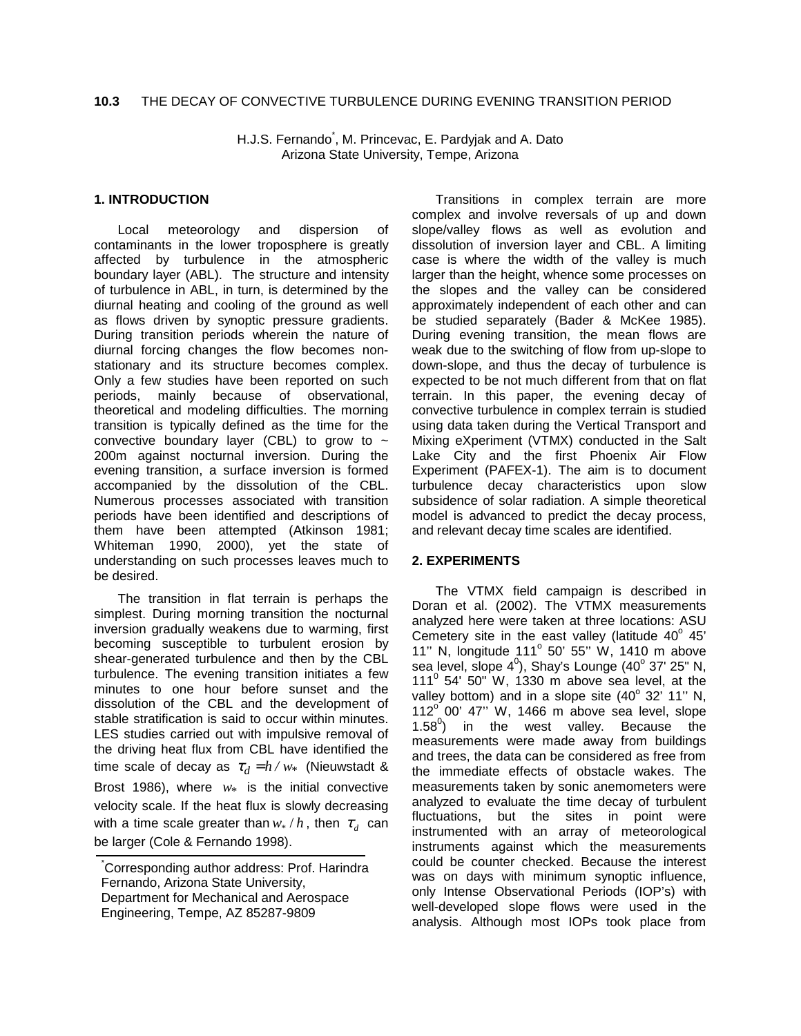# 10.3 THE DECAY OF CONVECTIVE TURBULENCE DURING EVENING TRANSITION PERIOD

H.J.S. Fernando*, M. Princevac, E. Pardyjak and A. Dato
Arizona State University, Tempe, Arizona

## 1. INTRODUCTION

Local meteorology and dispersion of contaminants in the lower troposphere is greatly affected by turbulence in the atmospheric boundary layer (ABL). The structure and intensity of turbulence in ABL, in turn, is determined by the diurnal heating and cooling of the ground as well as flows driven by synoptic pressure gradients. During transition periods wherein the nature of diurnal forcing changes the flow becomes non-stationary and its structure becomes complex. Only a few studies have been reported on such periods, mainly because of observational, theoretical and modeling difficulties. The morning transition is typically defined as the time for the convective boundary layer (CBL) to grow to ~ 200m against nocturnal inversion. During the evening transition, a surface inversion is formed accompanied by the dissolution of the CBL. Numerous processes associated with transition periods have been identified and descriptions of them have been attempted (Atkinson 1981; Whiteman 1990, 2000), yet the state of understanding on such processes leaves much to be desired.

The transition in flat terrain is perhaps the simplest. During morning transition the nocturnal inversion gradually weakens due to warming, first becoming susceptible to turbulent erosion by shear-generated turbulence and then by the CBL turbulence. The evening transition initiates a few minutes to one hour before sunset and the dissolution of the CBL and the development of stable stratification is said to occur within minutes. LES studies carried out with impulsive removal of the driving heat flux from CBL have identified the time scale of decay as $\tau_d = h / w_*$ (Nieuwstadt & Brost 1986), where $w_*$ is the initial convective velocity scale. If the heat flux is slowly decreasing with a time scale greater than $w_* / h$, then $\tau_d$ can be larger (Cole & Fernando 1998).

Transitions in complex terrain are more complex and involve reversals of up and down slope/valley flows as well as evolution and dissolution of inversion layer and CBL. A limiting case is where the width of the valley is much larger than the height, whence some processes on the slopes and the valley can be considered approximately independent of each other and can be studied separately (Bader & McKee 1985). During evening transition, the mean flows are weak due to the switching of flow from up-slope to down-slope, and thus the decay of turbulence is expected to be not much different from that on flat terrain. In this paper, the evening decay of convective turbulence in complex terrain is studied using data taken during the Vertical Transport and Mixing eXperiment (VTMX) conducted in the Salt Lake City and the first Phoenix Air Flow Experiment (PAFEX-1). The aim is to document turbulence decay characteristics upon slow subsidence of solar radiation. A simple theoretical model is advanced to predict the decay process, and relevant decay time scales are identified.

## 2. EXPERIMENTS

The VTMX field campaign is described in Doran et al. (2002). The VTMX measurements analyzed here were taken at three locations: ASU Cemetery site in the east valley (latitude 40° 45' 11'' N, longitude 111° 50' 55'' W, 1410 m above sea level, slope 4°), Shay's Lounge (40° 37' 25" N, 111° 54' 50" W, 1330 m above sea level, at the valley bottom) and in a slope site (40° 32' 11'' N, 112° 00' 47'' W, 1466 m above sea level, slope 1.58°) in the west valley. Because the measurements were made away from buildings and trees, the data can be considered as free from the immediate effects of obstacle wakes. The measurements taken by sonic anemometers were analyzed to evaluate the time decay of turbulent fluctuations, but the sites in point were instrumented with an array of meteorological instruments against which the measurements could be counter checked. Because the interest was on days with minimum synoptic influence, only Intense Observational Periods (IOP's) with well-developed slope flows were used in the analysis. Although most IOPs took place from

---

*Corresponding author address: Prof. Harindra Fernando, Arizona State University, Department for Mechanical and Aerospace Engineering, Tempe, AZ 85287-9809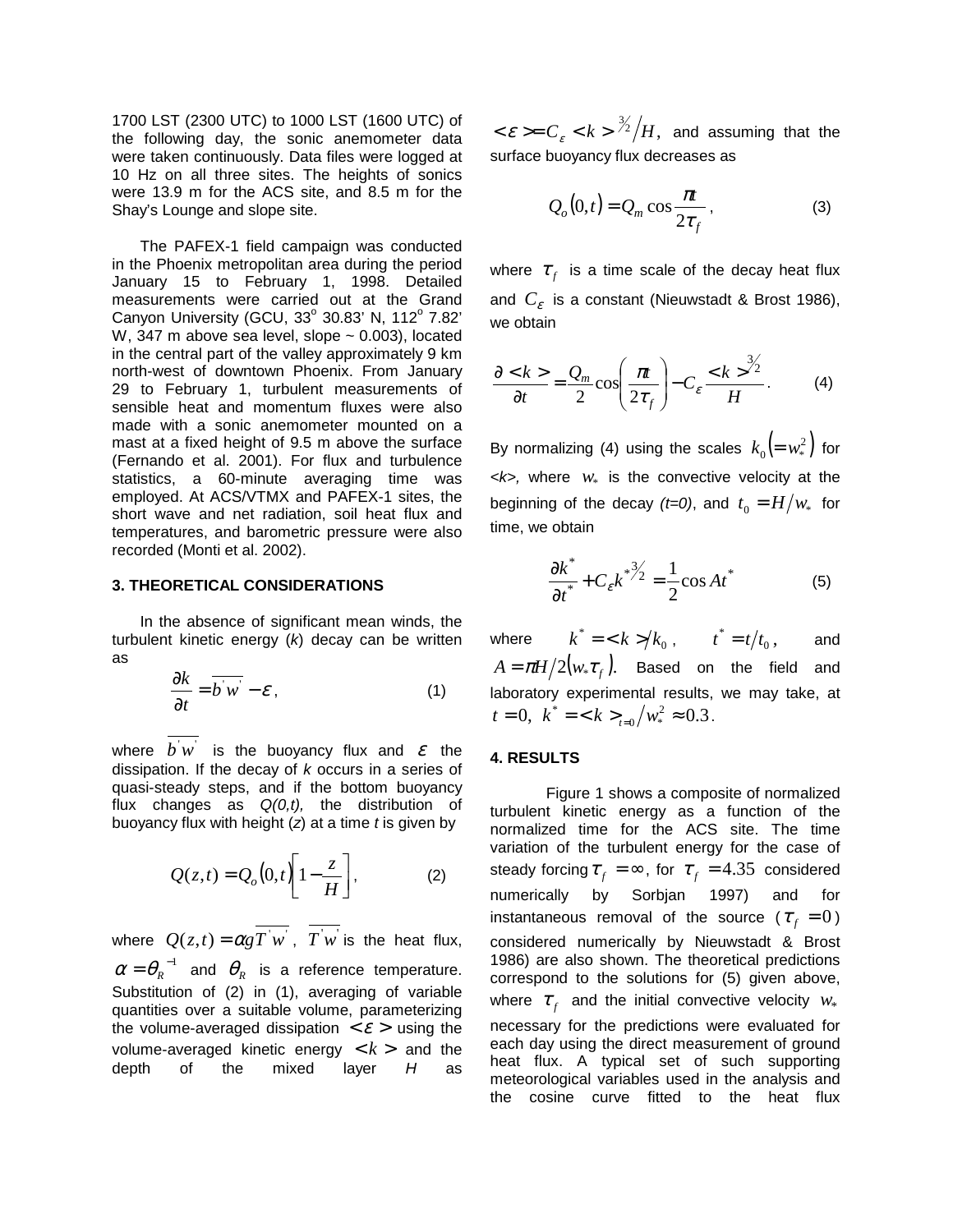1700 LST (2300 UTC) to 1000 LST (1600 UTC) of the following day, the sonic anemometer data were taken continuously. Data files were logged at 10 Hz on all three sites. The heights of sonics were 13.9 m for the ACS site, and 8.5 m for the Shay's Lounge and slope site.

The PAFEX-1 field campaign was conducted in the Phoenix metropolitan area during the period January 15 to February 1, 1998. Detailed measurements were carried out at the Grand Canyon University (GCU, 33° 30.83' N, 112° 7.82' W, 347 m above sea level, slope ~ 0.003), located in the central part of the valley approximately 9 km north-west of downtown Phoenix. From January 29 to February 1, turbulent measurements of sensible heat and momentum fluxes were also made with a sonic anemometer mounted on a mast at a fixed height of 9.5 m above the surface (Fernando et al. 2001). For flux and turbulence statistics, a 60-minute averaging time was employed. At ACS/VTMX and PAFEX-1 sites, the short wave and net radiation, soil heat flux and temperatures, and barometric pressure were also recorded (Monti et al. 2002).

### 3. THEORETICAL CONSIDERATIONS

In the absence of significant mean winds, the turbulent kinetic energy ($k$) decay can be written as

$$\frac{\partial k}{\partial t} = \overline{b'w'} - \varepsilon, \tag{1}$$

where $\overline{b'w'}$ is the buoyancy flux and $\varepsilon$ the dissipation. If the decay of $k$ occurs in a series of quasi-steady steps, and if the bottom buoyancy flux changes as $Q(0,t)$, the distribution of buoyancy flux with height ($z$) at a time $t$ is given by

$$Q(z,t) = Q_o(0,t)\left[1 - \frac{z}{H}\right], \tag{2}$$

where $Q(z,t) = \alpha g \overline{T'w'}$, $\overline{T'w'}$ is the heat flux, $\alpha = \theta_R^{-1}$ and $\theta_R$ is a reference temperature. Substitution of (2) in (1), averaging of variable quantities over a suitable volume, parameterizing the volume-averaged dissipation $<\varepsilon>$ using the volume-averaged kinetic energy $<k>$ and the depth of the mixed layer $H$ as $<\varepsilon> = C_\varepsilon <k>^{3/2}/H$, and assuming that the surface buoyancy flux decreases as

$$Q_o(0,t) = Q_m \cos\frac{\pi t}{2\tau_f}, \tag{3}$$

where $\tau_f$ is a time scale of the decay heat flux and $C_\varepsilon$ is a constant (Nieuwstadt & Brost 1986), we obtain

$$\frac{\partial <k>}{\partial t} = \frac{Q_m}{2}\cos\left(\frac{\pi t}{2\tau_f}\right) - C_\varepsilon \frac{<k>^{3/2}}{H}. \tag{4}$$

By normalizing (4) using the scales $k_0 (= w_*^2)$ for $<k>$, where $w_*$ is the convective velocity at the beginning of the decay ($t$=0), and $t_0 = H/w_*$ for time, we obtain

$$\frac{\partial k^*}{\partial t^*} + C_\varepsilon k^{*3/2} = \frac{1}{2}\cos At^* \tag{5}$$

where $k^* = <k>/k_0$, $t^* = t/t_0$, and $A = \pi H / 2(w_* \tau_f)$. Based on the field and laboratory experimental results, we may take, at $t = 0$, $k^* = <k>_{t=0}/w_*^2 \approx 0.3$.

### 4. RESULTS

Figure 1 shows a composite of normalized turbulent kinetic energy as a function of the normalized time for the ACS site. The time variation of the turbulent energy for the case of steady forcing $\tau_f = \infty$, for $\tau_f = 4.35$ considered numerically by Sorbjan 1997) and for instantaneous removal of the source ($\tau_f = 0$) considered numerically by Nieuwstadt & Brost 1986) are also shown. The theoretical predictions correspond to the solutions for (5) given above, where $\tau_f$ and the initial convective velocity $w_*$ necessary for the predictions were evaluated for each day using the direct measurement of ground heat flux. A typical set of such supporting meteorological variables used in the analysis and the cosine curve fitted to the heat flux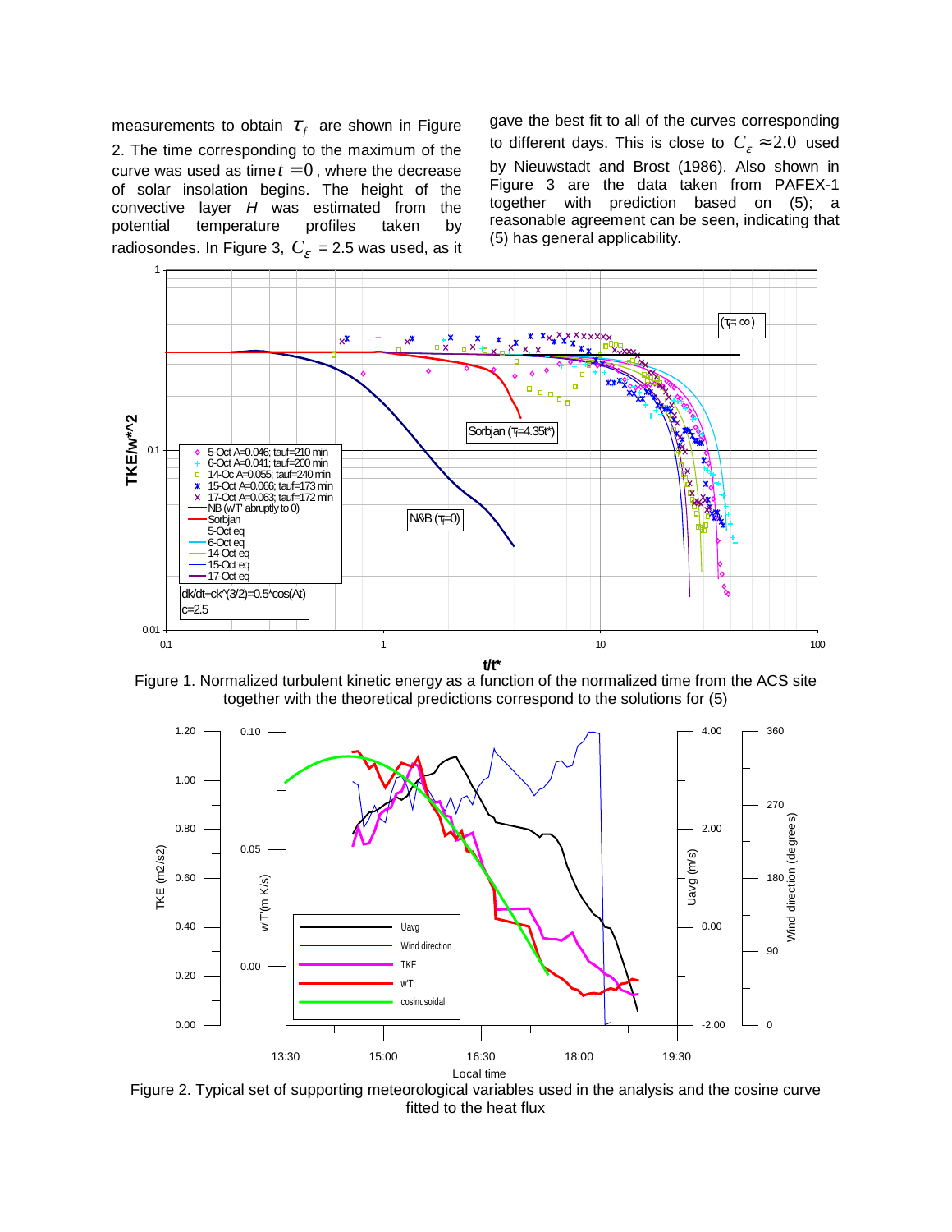measurements to obtain $\tau_f$ are shown in Figure 2. The time corresponding to the maximum of the curve was used as time $t = 0$, where the decrease of solar insolation begins. The height of the convective layer $H$ was estimated from the potential temperature profiles taken by radiosondes. In Figure 3, $C_\varepsilon$ = 2.5 was used, as it gave the best fit to all of the curves corresponding to different days. This is close to $C_\varepsilon \approx 2.0$ used by Nieuwstadt and Brost (1986). Also shown in Figure 3 are the data taken from PAFEX-1 together with prediction based on (5); a reasonable agreement can be seen, indicating that (5) has general applicability.

Figure 1. Normalized turbulent kinetic energy as a function of the normalized time from the ACS site together with the theoretical predictions correspond to the solutions for (5)

Figure 2. Typical set of supporting meteorological variables used in the analysis and the cosine curve fitted to the heat flux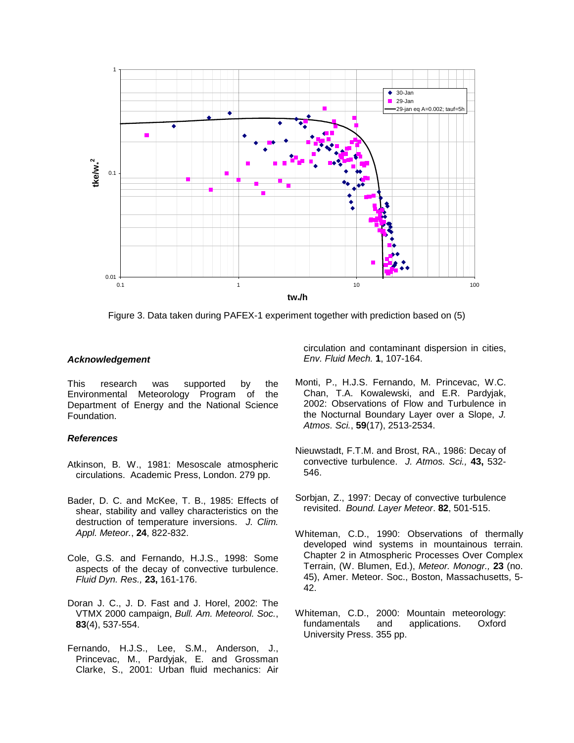1

0.1

0.01

0.1

1

10

100

$tke/w_*^2$

$tw_*/h$

30-Jan

29-Jan

29-jan eq A=0.002; tauf=5h

Figure 3. Data taken during PAFEX-1 experiment together with prediction based on (5)

### *Acknowledgement*

This research was supported by the Environmental Meteorology Program of the Department of Energy and the National Science Foundation.

### *References*

Atkinson, B. W., 1981: Mesoscale atmospheric circulations. Academic Press, London. 279 pp.

Bader, D. C. and McKee, T. B., 1985: Effects of shear, stability and valley characteristics on the destruction of temperature inversions. *J. Clim. Appl. Meteor.*, **24**, 822-832.

Cole, G.S. and Fernando, H.J.S., 1998: Some aspects of the decay of convective turbulence. *Fluid Dyn. Res.,* **23,** 161-176.

Doran J. C., J. D. Fast and J. Horel, 2002: The VTMX 2000 campaign, *Bull. Am. Meteorol. Soc.*, **83**(4), 537-554.

Fernando, H.J.S., Lee, S.M., Anderson, J., Princevac, M., Pardyjak, E. and Grossman Clarke, S., 2001: Urban fluid mechanics: Air circulation and contaminant dispersion in cities, *Env. Fluid Mech.* **1**, 107-164.

Monti, P., H.J.S. Fernando, M. Princevac, W.C. Chan, T.A. Kowalewski, and E.R. Pardyjak, 2002: Observations of Flow and Turbulence in the Nocturnal Boundary Layer over a Slope, *J. Atmos. Sci.*, **59**(17), 2513-2534.

Nieuwstadt, F.T.M. and Brost, RA., 1986: Decay of convective turbulence. *J. Atmos. Sci.,* **43,** 532-546.

Sorbjan, Z., 1997: Decay of convective turbulence revisited. *Bound. Layer Meteor*. **82**, 501-515.

Whiteman, C.D., 1990: Observations of thermally developed wind systems in mountainous terrain. Chapter 2 in Atmospheric Processes Over Complex Terrain, (W. Blumen, Ed.), *Meteor. Monogr.,* **23** (no. 45), Amer. Meteor. Soc., Boston, Massachusetts, 5-42.

Whiteman, C.D., 2000: Mountain meteorology: fundamentals and applications. Oxford University Press. 355 pp.